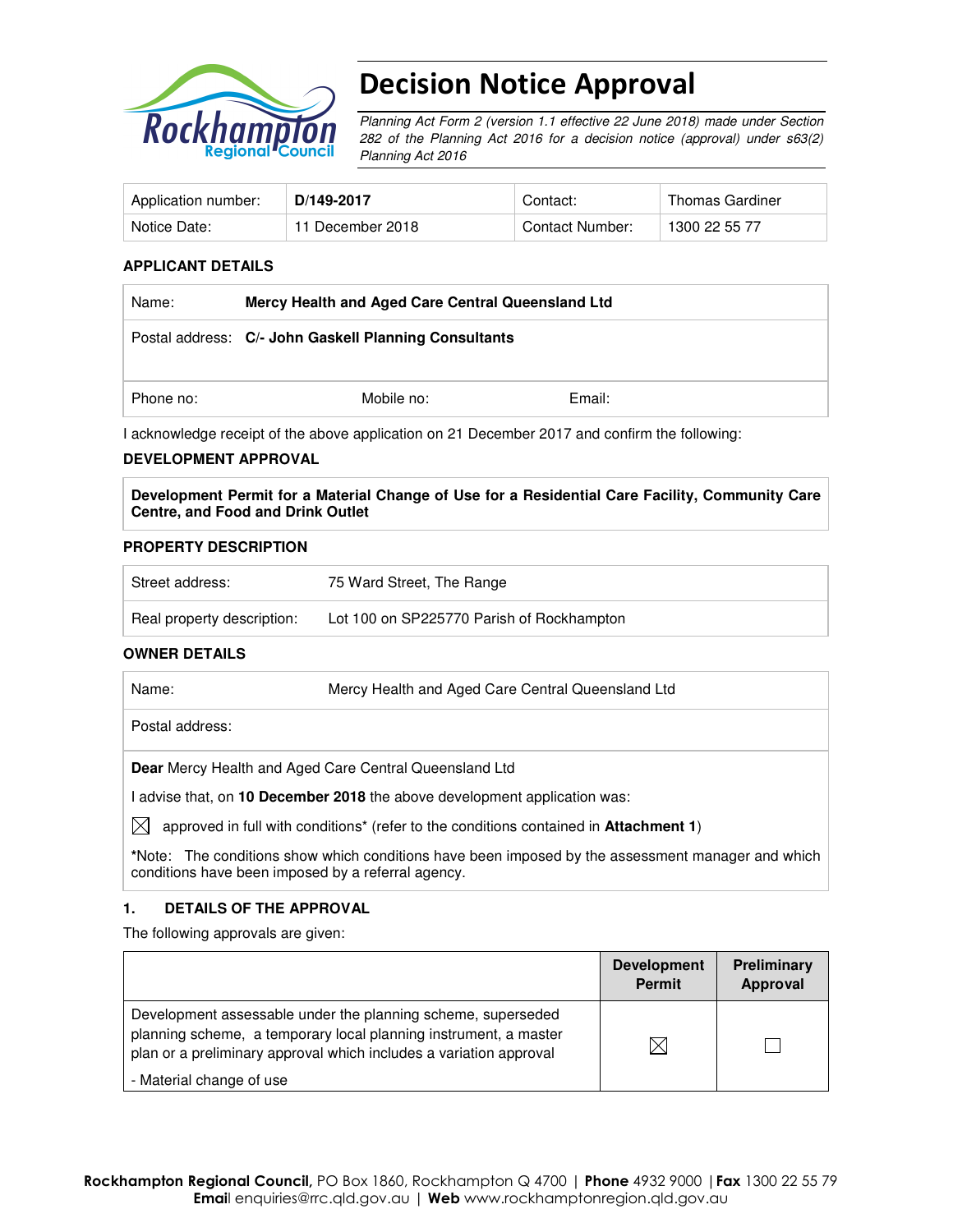# Decision Notice Approval

*Planning Act Form 2 (version 1.1 effective 22 June 2018) made under Section 282 of the Planning Act 2016 for a decision notice (approval) under s63(2) Planning Act 2016*

| Application number: | **D/149-2017** | Contact: | Thomas Gardiner |
|---|---|---|---|
| Notice Date: | 11 December 2018 | Contact Number: | 1300 22 55 77 |

### APPLICANT DETAILS

| | | |
|---|---|---|
| Name: | **Mercy Health and Aged Care Central Queensland Ltd** | |
| Postal address: | **C/- John Gaskell Planning Consultants** | |
| Phone no: | Mobile no: | Email: |

I acknowledge receipt of the above application on 21 December 2017 and confirm the following:

### DEVELOPMENT APPROVAL

**Development Permit for a Material Change of Use for a Residential Care Facility, Community Care Centre, and Food and Drink Outlet**

### PROPERTY DESCRIPTION

| | |
|---|---|
| Street address: | 75 Ward Street, The Range |
| Real property description: | Lot 100 on SP225770 Parish of Rockhampton |

### OWNER DETAILS

| | |
|---|---|
| Name: | Mercy Health and Aged Care Central Queensland Ltd |
| Postal address: | |

**Dear** Mercy Health and Aged Care Central Queensland Ltd

I advise that, on **10 December 2018** the above development application was:

☒ approved in full with conditions* (refer to the conditions contained in **Attachment 1**)

*Note: The conditions show which conditions have been imposed by the assessment manager and which conditions have been imposed by a referral agency.

### 1. DETAILS OF THE APPROVAL

The following approvals are given:

| | Development Permit | Preliminary Approval |
|---|---|---|
| Development assessable under the planning scheme, superseded planning scheme, a temporary local planning instrument, a master plan or a preliminary approval which includes a variation approval<br>- Material change of use | ☒ | ☐ |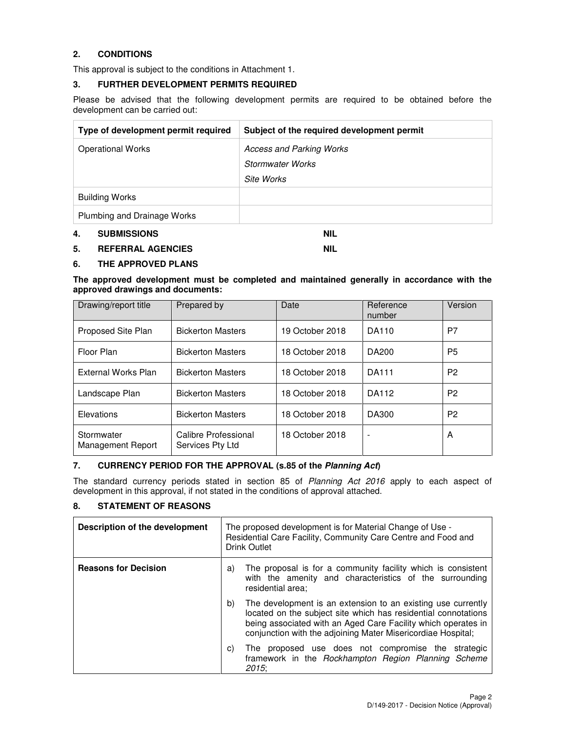## 2. CONDITIONS

This approval is subject to the conditions in Attachment 1.

## 3. FURTHER DEVELOPMENT PERMITS REQUIRED

Please be advised that the following development permits are required to be obtained before the development can be carried out:

| Type of development permit required | Subject of the required development permit |
|---|---|
| Operational Works | *Access and Parking Works*<br>*Stormwater Works*<br>*Site Works* |
| Building Works | |
| Plumbing and Drainage Works | |

## 4. SUBMISSIONS NIL

## 5. REFERRAL AGENCIES NIL

## 6. THE APPROVED PLANS

**The approved development must be completed and maintained generally in accordance with the approved drawings and documents:**

| Drawing/report title | Prepared by | Date | Reference number | Version |
|---|---|---|---|---|
| Proposed Site Plan | Bickerton Masters | 19 October 2018 | DA110 | P7 |
| Floor Plan | Bickerton Masters | 18 October 2018 | DA200 | P5 |
| External Works Plan | Bickerton Masters | 18 October 2018 | DA111 | P2 |
| Landscape Plan | Bickerton Masters | 18 October 2018 | DA112 | P2 |
| Elevations | Bickerton Masters | 18 October 2018 | DA300 | P2 |
| Stormwater Management Report | Calibre Professional Services Pty Ltd | 18 October 2018 | - | A |

## 7. CURRENCY PERIOD FOR THE APPROVAL (s.85 of the *Planning Act*)

The standard currency periods stated in section 85 of *Planning Act 2016* apply to each aspect of development in this approval, if not stated in the conditions of approval attached.

## 8. STATEMENT OF REASONS

| Description of the development | The proposed development is for Material Change of Use - Residential Care Facility, Community Care Centre and Food and Drink Outlet |
|---|---|
| **Reasons for Decision** | a) The proposal is for a community facility which is consistent with the amenity and characteristics of the surrounding residential area;<br>b) The development is an extension to an existing use currently located on the subject site which has residential connotations being associated with an Aged Care Facility which operates in conjunction with the adjoining Mater Misericordiae Hospital;<br>c) The proposed use does not compromise the strategic framework in the *Rockhampton Region Planning Scheme 2015*; |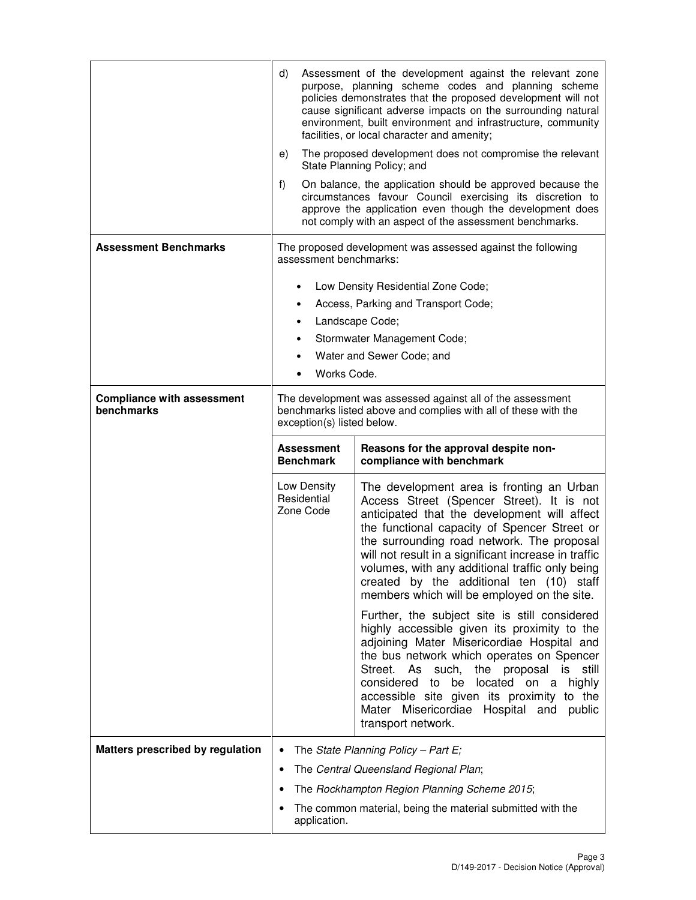| | |
|---|---|
| | d) Assessment of the development against the relevant zone purpose, planning scheme codes and planning scheme policies demonstrates that the proposed development will not cause significant adverse impacts on the surrounding natural environment, built environment and infrastructure, community facilities, or local character and amenity;<br><br>e) The proposed development does not compromise the relevant State Planning Policy; and<br><br>f) On balance, the application should be approved because the circumstances favour Council exercising its discretion to approve the application even though the development does not comply with an aspect of the assessment benchmarks. |
| **Assessment Benchmarks** | The proposed development was assessed against the following assessment benchmarks:<br><br>• Low Density Residential Zone Code;<br>• Access, Parking and Transport Code;<br>• Landscape Code;<br>• Stormwater Management Code;<br>• Water and Sewer Code; and<br>• Works Code. |
| **Compliance with assessment benchmarks** | The development was assessed against all of the assessment benchmarks listed above and complies with all of these with the exception(s) listed below. |

| **Assessment Benchmark** | **Reasons for the approval despite non-compliance with benchmark** |
|---|---|
| Low Density Residential Zone Code | The development area is fronting an Urban Access Street (Spencer Street). It is not anticipated that the development will affect the functional capacity of Spencer Street or the surrounding road network. The proposal will not result in a significant increase in traffic volumes, with any additional traffic only being created by the additional ten (10) staff members which will be employed on the site.<br><br>Further, the subject site is still considered highly accessible given its proximity to the adjoining Mater Misericordiae Hospital and the bus network which operates on Spencer Street. As such, the proposal is still considered to be located on a highly accessible site given its proximity to the Mater Misericordiae Hospital and public transport network. |

| | |
|---|---|
| **Matters prescribed by regulation** | • The *State Planning Policy – Part E;*<br>• The *Central Queensland Regional Plan*;<br>• The *Rockhampton Region Planning Scheme 2015*;<br>• The common material, being the material submitted with the application. |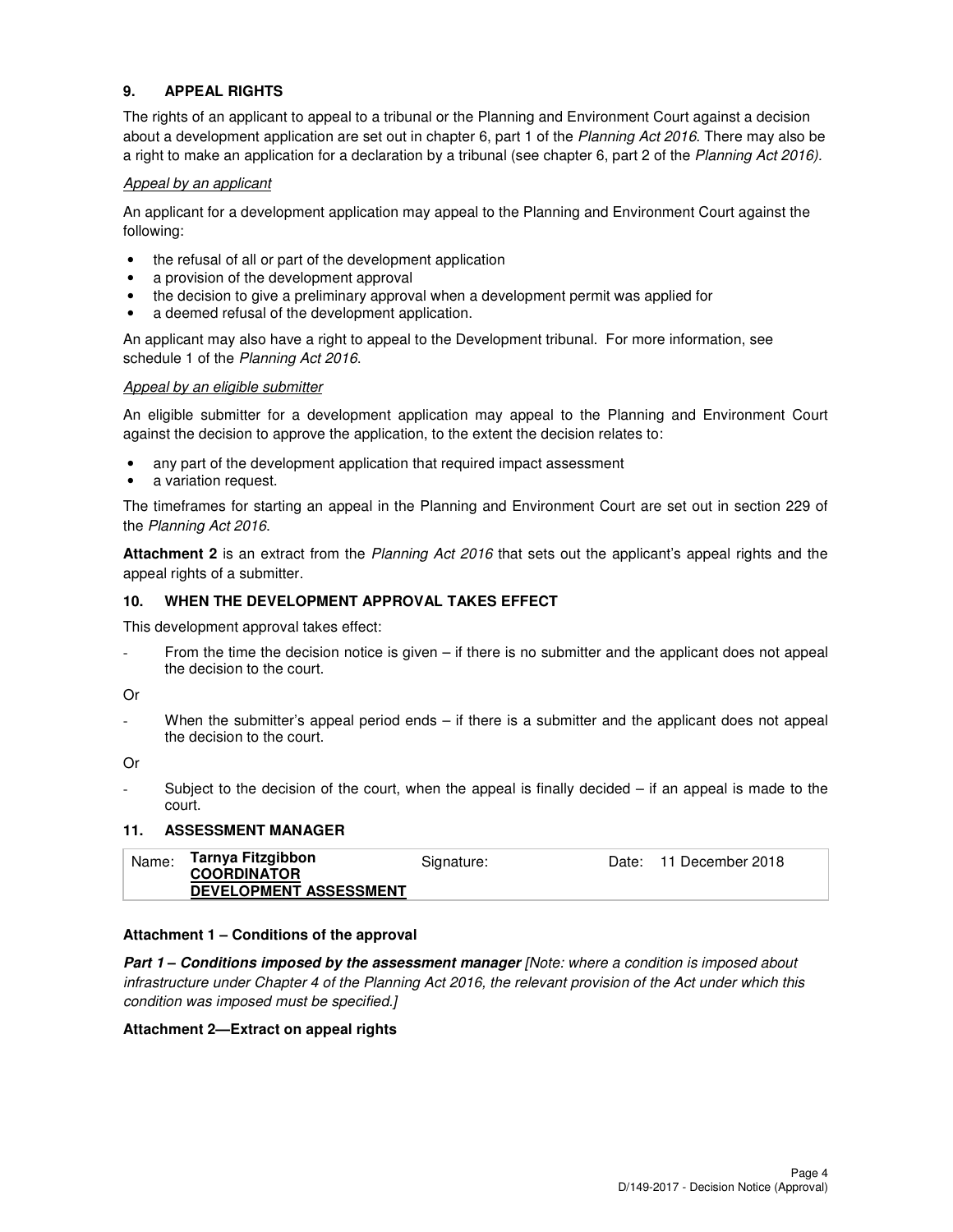## 9. APPEAL RIGHTS

The rights of an applicant to appeal to a tribunal or the Planning and Environment Court against a decision about a development application are set out in chapter 6, part 1 of the *Planning Act 2016*. There may also be a right to make an application for a declaration by a tribunal (see chapter 6, part 2 of the *Planning Act 2016).*

### *Appeal by an applicant*

An applicant for a development application may appeal to the Planning and Environment Court against the following:

- the refusal of all or part of the development application
- a provision of the development approval
- the decision to give a preliminary approval when a development permit was applied for
- a deemed refusal of the development application.

An applicant may also have a right to appeal to the Development tribunal. For more information, see schedule 1 of the *Planning Act 2016*.

### *Appeal by an eligible submitter*

An eligible submitter for a development application may appeal to the Planning and Environment Court against the decision to approve the application, to the extent the decision relates to:

- any part of the development application that required impact assessment
- a variation request.

The timeframes for starting an appeal in the Planning and Environment Court are set out in section 229 of the *Planning Act 2016*.

**Attachment 2** is an extract from the *Planning Act 2016* that sets out the applicant's appeal rights and the appeal rights of a submitter.

## 10. WHEN THE DEVELOPMENT APPROVAL TAKES EFFECT

This development approval takes effect:

- From the time the decision notice is given – if there is no submitter and the applicant does not appeal the decision to the court.

Or

- When the submitter's appeal period ends – if there is a submitter and the applicant does not appeal the decision to the court.

Or

- Subject to the decision of the court, when the appeal is finally decided – if an appeal is made to the court.

## 11. ASSESSMENT MANAGER

| Name: | **Tarnya Fitzgibbon** <br> **COORDINATOR** <br> **DEVELOPMENT ASSESSMENT** | Signature: | | Date: | 11 December 2018 |
|---|---|---|---|---|---|

**Attachment 1 – Conditions of the approval**

***Part 1 – Conditions imposed by the assessment manager*** *[Note: where a condition is imposed about infrastructure under Chapter 4 of the Planning Act 2016, the relevant provision of the Act under which this condition was imposed must be specified.]*

**Attachment 2—Extract on appeal rights**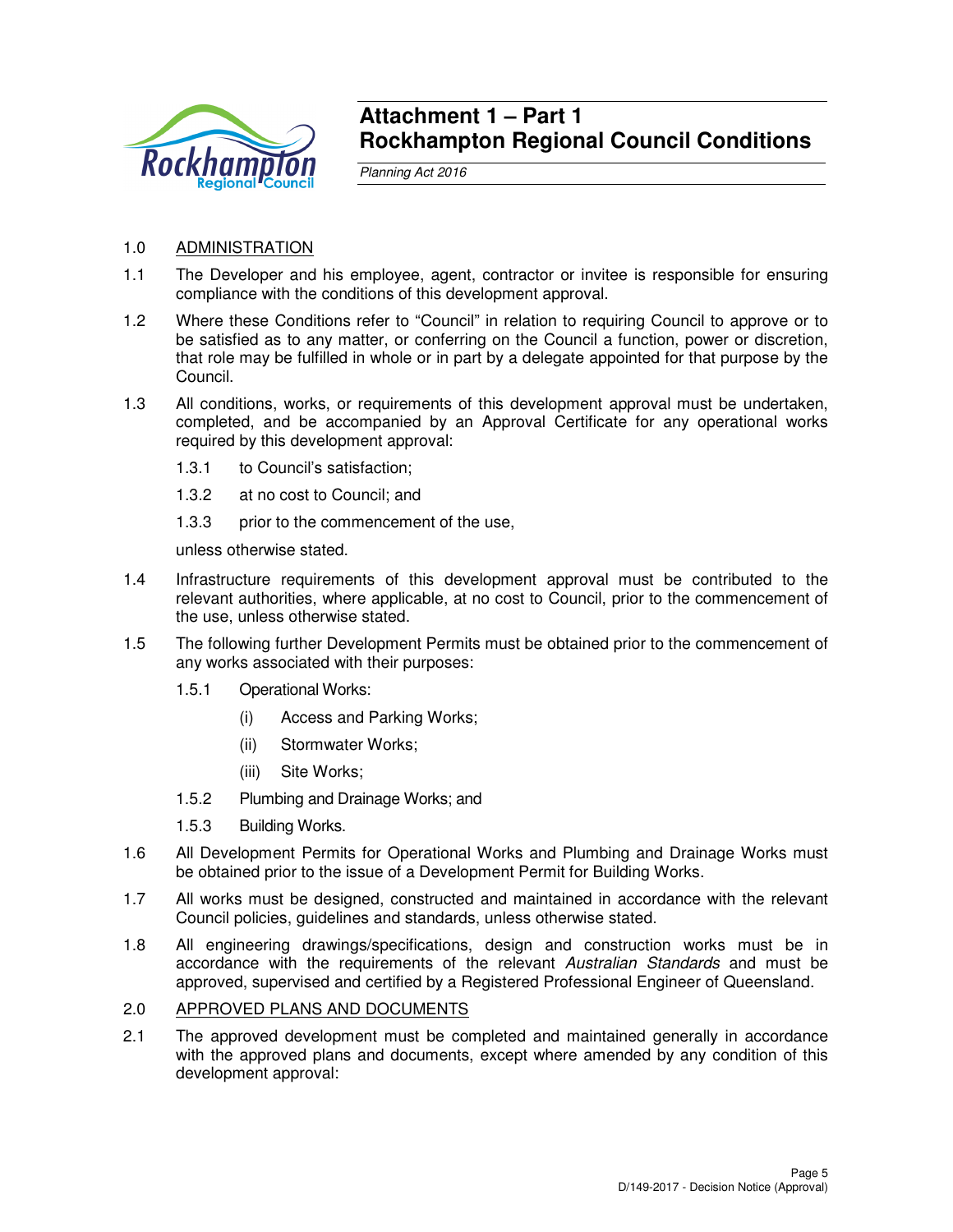# Attachment 1 – Part 1
# Rockhampton Regional Council Conditions

*Planning Act 2016*

1.0 ADMINISTRATION

1.1 The Developer and his employee, agent, contractor or invitee is responsible for ensuring compliance with the conditions of this development approval.

1.2 Where these Conditions refer to "Council" in relation to requiring Council to approve or to be satisfied as to any matter, or conferring on the Council a function, power or discretion, that role may be fulfilled in whole or in part by a delegate appointed for that purpose by the Council.

1.3 All conditions, works, or requirements of this development approval must be undertaken, completed, and be accompanied by an Approval Certificate for any operational works required by this development approval:

1.3.1 to Council's satisfaction;

1.3.2 at no cost to Council; and

1.3.3 prior to the commencement of the use,

unless otherwise stated.

1.4 Infrastructure requirements of this development approval must be contributed to the relevant authorities, where applicable, at no cost to Council, prior to the commencement of the use, unless otherwise stated.

1.5 The following further Development Permits must be obtained prior to the commencement of any works associated with their purposes:

1.5.1 Operational Works:

(i) Access and Parking Works;

(ii) Stormwater Works;

(iii) Site Works;

1.5.2 Plumbing and Drainage Works; and

1.5.3 Building Works.

1.6 All Development Permits for Operational Works and Plumbing and Drainage Works must be obtained prior to the issue of a Development Permit for Building Works.

1.7 All works must be designed, constructed and maintained in accordance with the relevant Council policies, guidelines and standards, unless otherwise stated.

1.8 All engineering drawings/specifications, design and construction works must be in accordance with the requirements of the relevant *Australian Standards* and must be approved, supervised and certified by a Registered Professional Engineer of Queensland.

2.0 APPROVED PLANS AND DOCUMENTS

2.1 The approved development must be completed and maintained generally in accordance with the approved plans and documents, except where amended by any condition of this development approval: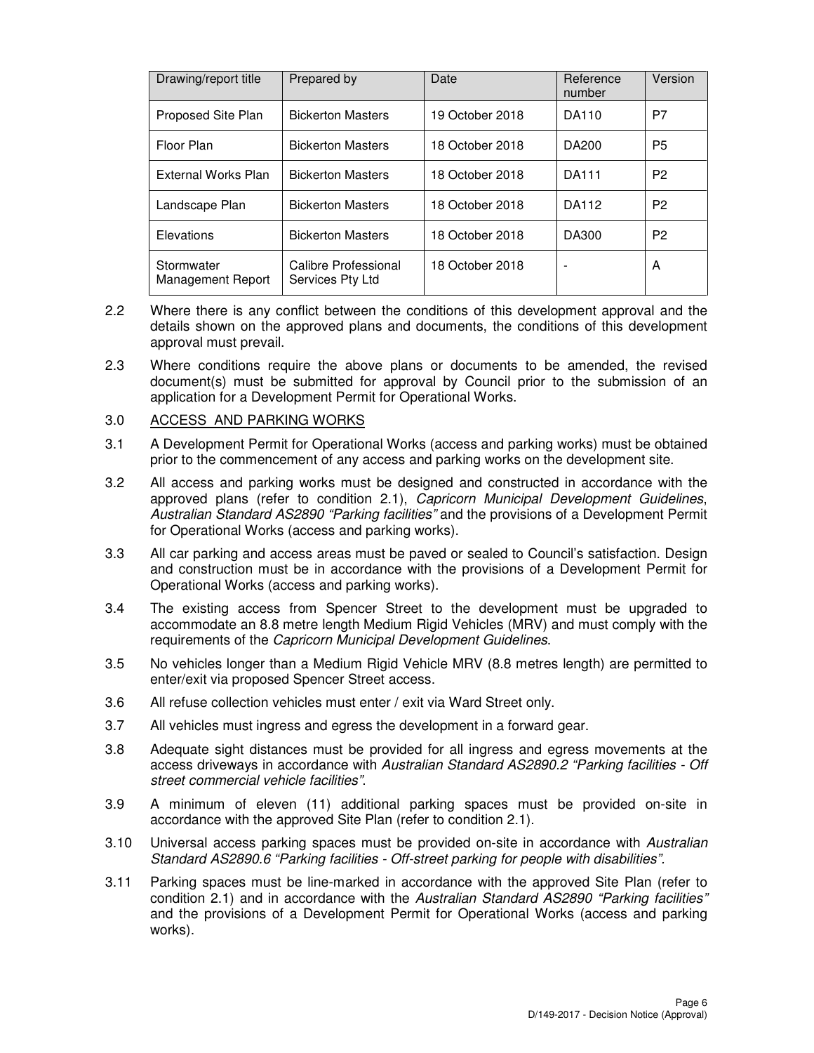| Drawing/report title | Prepared by | Date | Reference number | Version |
| --- | --- | --- | --- | --- |
| Proposed Site Plan | Bickerton Masters | 19 October 2018 | DA110 | P7 |
| Floor Plan | Bickerton Masters | 18 October 2018 | DA200 | P5 |
| External Works Plan | Bickerton Masters | 18 October 2018 | DA111 | P2 |
| Landscape Plan | Bickerton Masters | 18 October 2018 | DA112 | P2 |
| Elevations | Bickerton Masters | 18 October 2018 | DA300 | P2 |
| Stormwater Management Report | Calibre Professional Services Pty Ltd | 18 October 2018 | - | A |

2.2 Where there is any conflict between the conditions of this development approval and the details shown on the approved plans and documents, the conditions of this development approval must prevail.

2.3 Where conditions require the above plans or documents to be amended, the revised document(s) must be submitted for approval by Council prior to the submission of an application for a Development Permit for Operational Works.

3.0 ACCESS AND PARKING WORKS

3.1 A Development Permit for Operational Works (access and parking works) must be obtained prior to the commencement of any access and parking works on the development site.

3.2 All access and parking works must be designed and constructed in accordance with the approved plans (refer to condition 2.1), *Capricorn Municipal Development Guidelines*, *Australian Standard AS2890 "Parking facilities"* and the provisions of a Development Permit for Operational Works (access and parking works).

3.3 All car parking and access areas must be paved or sealed to Council's satisfaction. Design and construction must be in accordance with the provisions of a Development Permit for Operational Works (access and parking works).

3.4 The existing access from Spencer Street to the development must be upgraded to accommodate an 8.8 metre length Medium Rigid Vehicles (MRV) and must comply with the requirements of the *Capricorn Municipal Development Guidelines*.

3.5 No vehicles longer than a Medium Rigid Vehicle MRV (8.8 metres length) are permitted to enter/exit via proposed Spencer Street access.

3.6 All refuse collection vehicles must enter / exit via Ward Street only.

3.7 All vehicles must ingress and egress the development in a forward gear.

3.8 Adequate sight distances must be provided for all ingress and egress movements at the access driveways in accordance with *Australian Standard AS2890.2 "Parking facilities - Off street commercial vehicle facilities"*.

3.9 A minimum of eleven (11) additional parking spaces must be provided on-site in accordance with the approved Site Plan (refer to condition 2.1).

3.10 Universal access parking spaces must be provided on-site in accordance with *Australian Standard AS2890.6 "Parking facilities - Off-street parking for people with disabilities"*.

3.11 Parking spaces must be line-marked in accordance with the approved Site Plan (refer to condition 2.1) and in accordance with the *Australian Standard AS2890 "Parking facilities"* and the provisions of a Development Permit for Operational Works (access and parking works).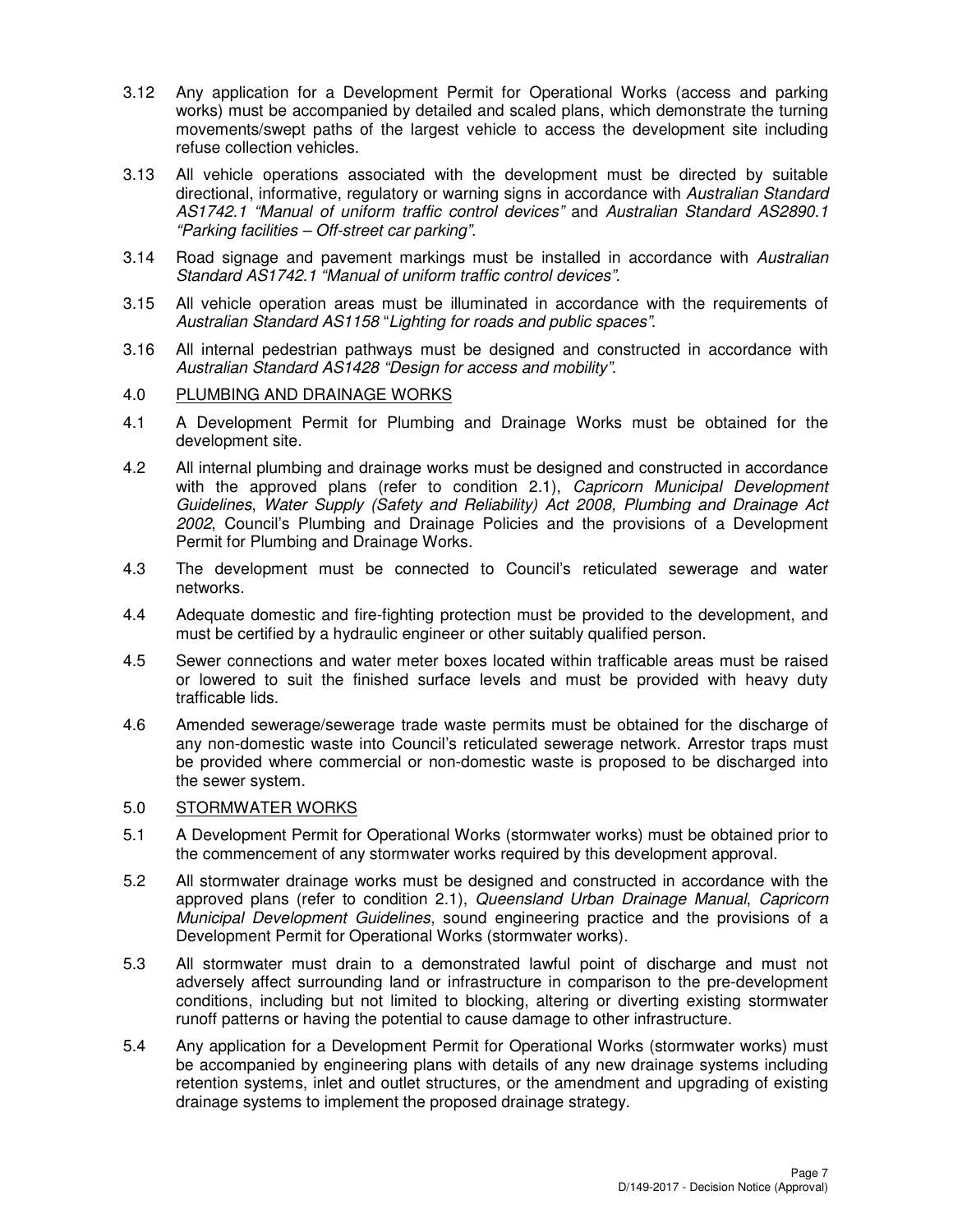3.12 Any application for a Development Permit for Operational Works (access and parking works) must be accompanied by detailed and scaled plans, which demonstrate the turning movements/swept paths of the largest vehicle to access the development site including refuse collection vehicles.

3.13 All vehicle operations associated with the development must be directed by suitable directional, informative, regulatory or warning signs in accordance with *Australian Standard AS1742.1 "Manual of uniform traffic control devices"* and *Australian Standard AS2890.1 "Parking facilities – Off-street car parking"*.

3.14 Road signage and pavement markings must be installed in accordance with *Australian Standard AS1742.1 "Manual of uniform traffic control devices"*.

3.15 All vehicle operation areas must be illuminated in accordance with the requirements of *Australian Standard AS1158* "*Lighting for roads and public spaces"*.

3.16 All internal pedestrian pathways must be designed and constructed in accordance with *Australian Standard AS1428 "Design for access and mobility"*.

4.0 PLUMBING AND DRAINAGE WORKS

4.1 A Development Permit for Plumbing and Drainage Works must be obtained for the development site.

4.2 All internal plumbing and drainage works must be designed and constructed in accordance with the approved plans (refer to condition 2.1), *Capricorn Municipal Development Guidelines*, *Water Supply (Safety and Reliability) Act 2008, Plumbing and Drainage Act 2002*, Council's Plumbing and Drainage Policies and the provisions of a Development Permit for Plumbing and Drainage Works.

4.3 The development must be connected to Council's reticulated sewerage and water networks.

4.4 Adequate domestic and fire-fighting protection must be provided to the development, and must be certified by a hydraulic engineer or other suitably qualified person.

4.5 Sewer connections and water meter boxes located within trafficable areas must be raised or lowered to suit the finished surface levels and must be provided with heavy duty trafficable lids.

4.6 Amended sewerage/sewerage trade waste permits must be obtained for the discharge of any non-domestic waste into Council's reticulated sewerage network. Arrestor traps must be provided where commercial or non-domestic waste is proposed to be discharged into the sewer system.

5.0 STORMWATER WORKS

5.1 A Development Permit for Operational Works (stormwater works) must be obtained prior to the commencement of any stormwater works required by this development approval.

5.2 All stormwater drainage works must be designed and constructed in accordance with the approved plans (refer to condition 2.1), *Queensland Urban Drainage Manual*, *Capricorn Municipal Development Guidelines*, sound engineering practice and the provisions of a Development Permit for Operational Works (stormwater works).

5.3 All stormwater must drain to a demonstrated lawful point of discharge and must not adversely affect surrounding land or infrastructure in comparison to the pre-development conditions, including but not limited to blocking, altering or diverting existing stormwater runoff patterns or having the potential to cause damage to other infrastructure.

5.4 Any application for a Development Permit for Operational Works (stormwater works) must be accompanied by engineering plans with details of any new drainage systems including retention systems, inlet and outlet structures, or the amendment and upgrading of existing drainage systems to implement the proposed drainage strategy.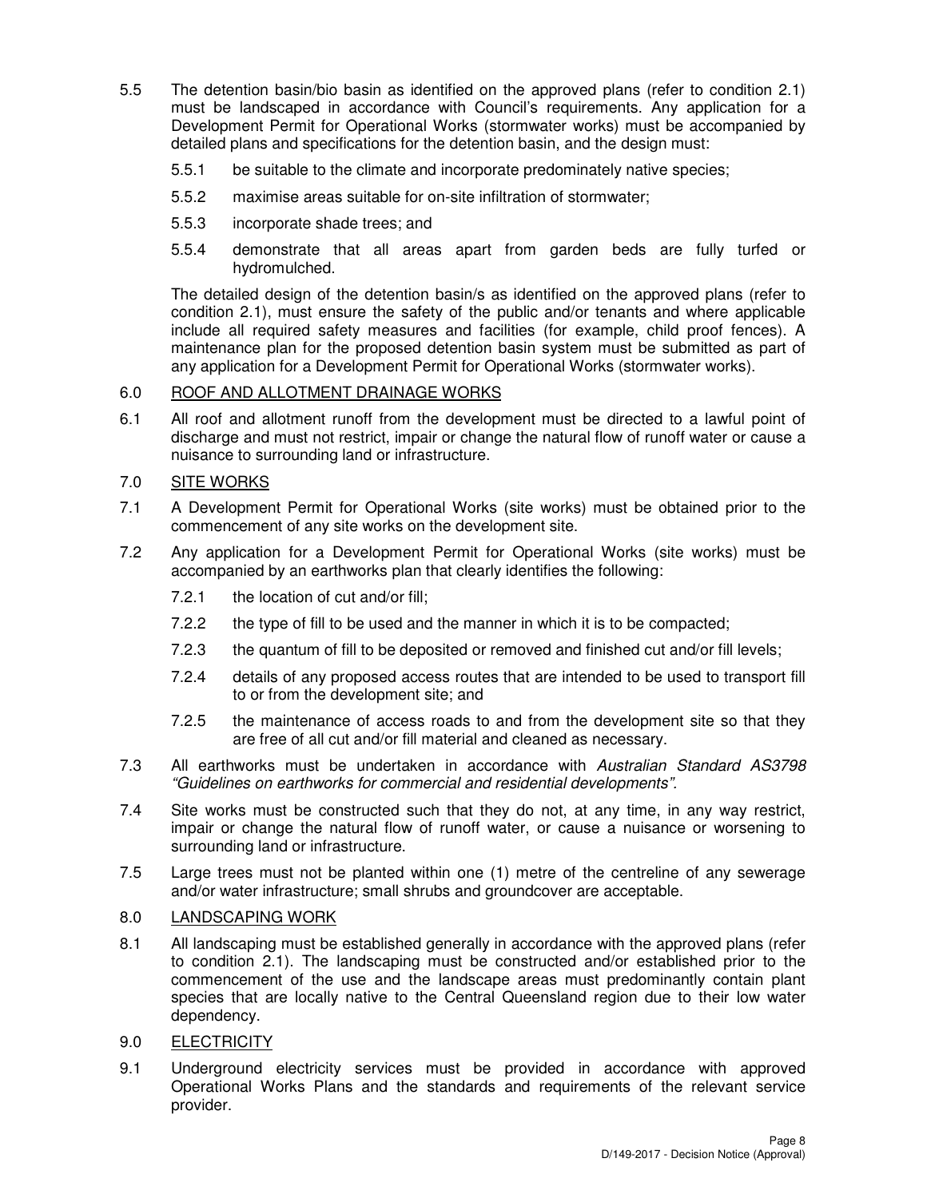5.5 The detention basin/bio basin as identified on the approved plans (refer to condition 2.1) must be landscaped in accordance with Council's requirements. Any application for a Development Permit for Operational Works (stormwater works) must be accompanied by detailed plans and specifications for the detention basin, and the design must:

   5.5.1 be suitable to the climate and incorporate predominately native species;

   5.5.2 maximise areas suitable for on-site infiltration of stormwater;

   5.5.3 incorporate shade trees; and

   5.5.4 demonstrate that all areas apart from garden beds are fully turfed or hydromulched.

   The detailed design of the detention basin/s as identified on the approved plans (refer to condition 2.1), must ensure the safety of the public and/or tenants and where applicable include all required safety measures and facilities (for example, child proof fences). A maintenance plan for the proposed detention basin system must be submitted as part of any application for a Development Permit for Operational Works (stormwater works).

## 6.0 ROOF AND ALLOTMENT DRAINAGE WORKS

6.1 All roof and allotment runoff from the development must be directed to a lawful point of discharge and must not restrict, impair or change the natural flow of runoff water or cause a nuisance to surrounding land or infrastructure.

## 7.0 SITE WORKS

7.1 A Development Permit for Operational Works (site works) must be obtained prior to the commencement of any site works on the development site.

7.2 Any application for a Development Permit for Operational Works (site works) must be accompanied by an earthworks plan that clearly identifies the following:

   7.2.1 the location of cut and/or fill;

   7.2.2 the type of fill to be used and the manner in which it is to be compacted;

   7.2.3 the quantum of fill to be deposited or removed and finished cut and/or fill levels;

   7.2.4 details of any proposed access routes that are intended to be used to transport fill to or from the development site; and

   7.2.5 the maintenance of access roads to and from the development site so that they are free of all cut and/or fill material and cleaned as necessary.

7.3 All earthworks must be undertaken in accordance with *Australian Standard AS3798 "Guidelines on earthworks for commercial and residential developments".*

7.4 Site works must be constructed such that they do not, at any time, in any way restrict, impair or change the natural flow of runoff water, or cause a nuisance or worsening to surrounding land or infrastructure.

7.5 Large trees must not be planted within one (1) metre of the centreline of any sewerage and/or water infrastructure; small shrubs and groundcover are acceptable.

## 8.0 LANDSCAPING WORK

8.1 All landscaping must be established generally in accordance with the approved plans (refer to condition 2.1). The landscaping must be constructed and/or established prior to the commencement of the use and the landscape areas must predominantly contain plant species that are locally native to the Central Queensland region due to their low water dependency.

## 9.0 ELECTRICITY

9.1 Underground electricity services must be provided in accordance with approved Operational Works Plans and the standards and requirements of the relevant service provider.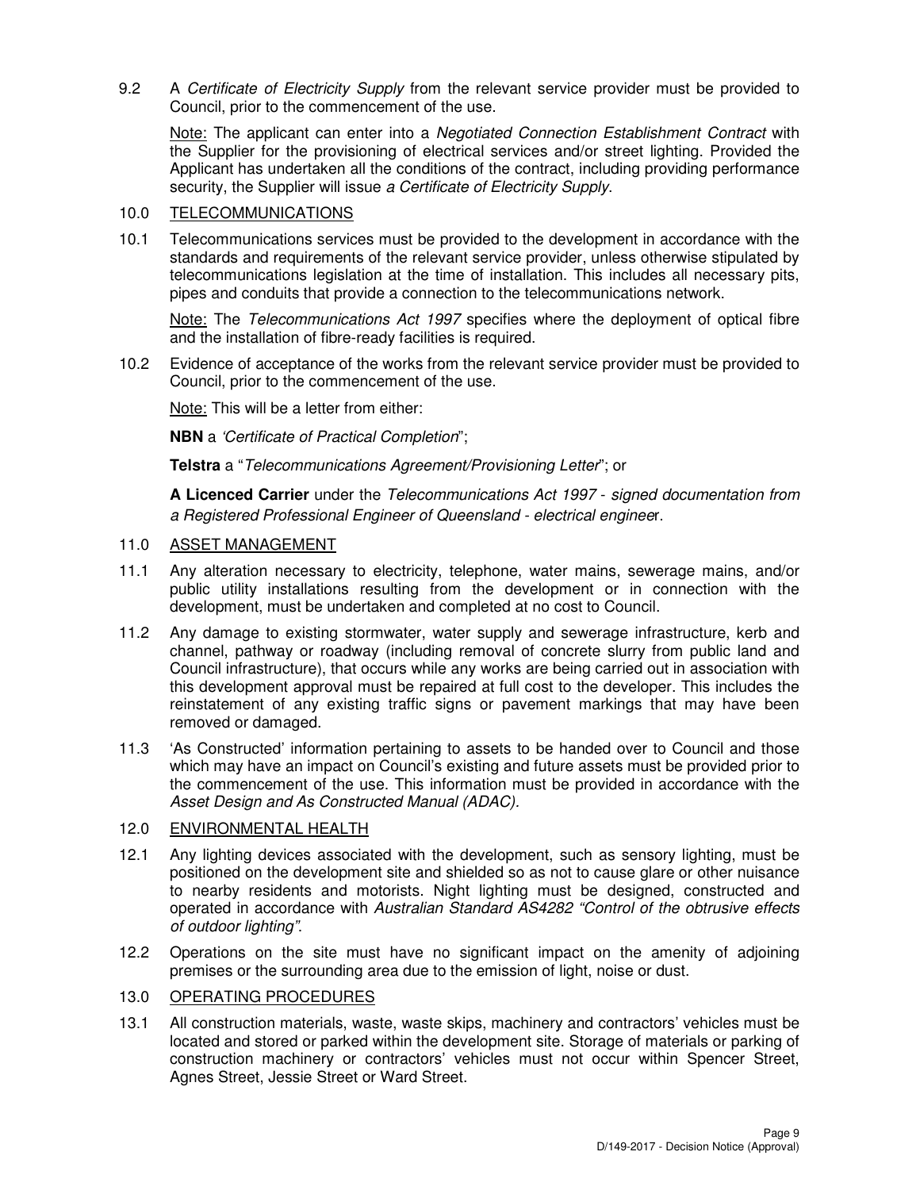9.2 A *Certificate of Electricity Supply* from the relevant service provider must be provided to Council, prior to the commencement of the use.

Note: The applicant can enter into a *Negotiated Connection Establishment Contract* with the Supplier for the provisioning of electrical services and/or street lighting. Provided the Applicant has undertaken all the conditions of the contract, including providing performance security, the Supplier will issue *a Certificate of Electricity Supply*.

10.0 TELECOMMUNICATIONS

10.1 Telecommunications services must be provided to the development in accordance with the standards and requirements of the relevant service provider, unless otherwise stipulated by telecommunications legislation at the time of installation. This includes all necessary pits, pipes and conduits that provide a connection to the telecommunications network.

Note: The *Telecommunications Act 1997* specifies where the deployment of optical fibre and the installation of fibre-ready facilities is required.

10.2 Evidence of acceptance of the works from the relevant service provider must be provided to Council, prior to the commencement of the use.

Note: This will be a letter from either:

**NBN** a *'Certificate of Practical Completion*";

**Telstra** a "*Telecommunications Agreement/Provisioning Letter*"; or

**A Licenced Carrier** under the *Telecommunications Act 1997 - signed documentation from a Registered Professional Engineer of Queensland - electrical enginee*r.

11.0 ASSET MANAGEMENT

11.1 Any alteration necessary to electricity, telephone, water mains, sewerage mains, and/or public utility installations resulting from the development or in connection with the development, must be undertaken and completed at no cost to Council.

11.2 Any damage to existing stormwater, water supply and sewerage infrastructure, kerb and channel, pathway or roadway (including removal of concrete slurry from public land and Council infrastructure), that occurs while any works are being carried out in association with this development approval must be repaired at full cost to the developer. This includes the reinstatement of any existing traffic signs or pavement markings that may have been removed or damaged.

11.3 'As Constructed' information pertaining to assets to be handed over to Council and those which may have an impact on Council's existing and future assets must be provided prior to the commencement of the use. This information must be provided in accordance with the *Asset Design and As Constructed Manual (ADAC).*

12.0 ENVIRONMENTAL HEALTH

12.1 Any lighting devices associated with the development, such as sensory lighting, must be positioned on the development site and shielded so as not to cause glare or other nuisance to nearby residents and motorists. Night lighting must be designed, constructed and operated in accordance with *Australian Standard AS4282 "Control of the obtrusive effects of outdoor lighting"*.

12.2 Operations on the site must have no significant impact on the amenity of adjoining premises or the surrounding area due to the emission of light, noise or dust.

13.0 OPERATING PROCEDURES

13.1 All construction materials, waste, waste skips, machinery and contractors' vehicles must be located and stored or parked within the development site. Storage of materials or parking of construction machinery or contractors' vehicles must not occur within Spencer Street, Agnes Street, Jessie Street or Ward Street.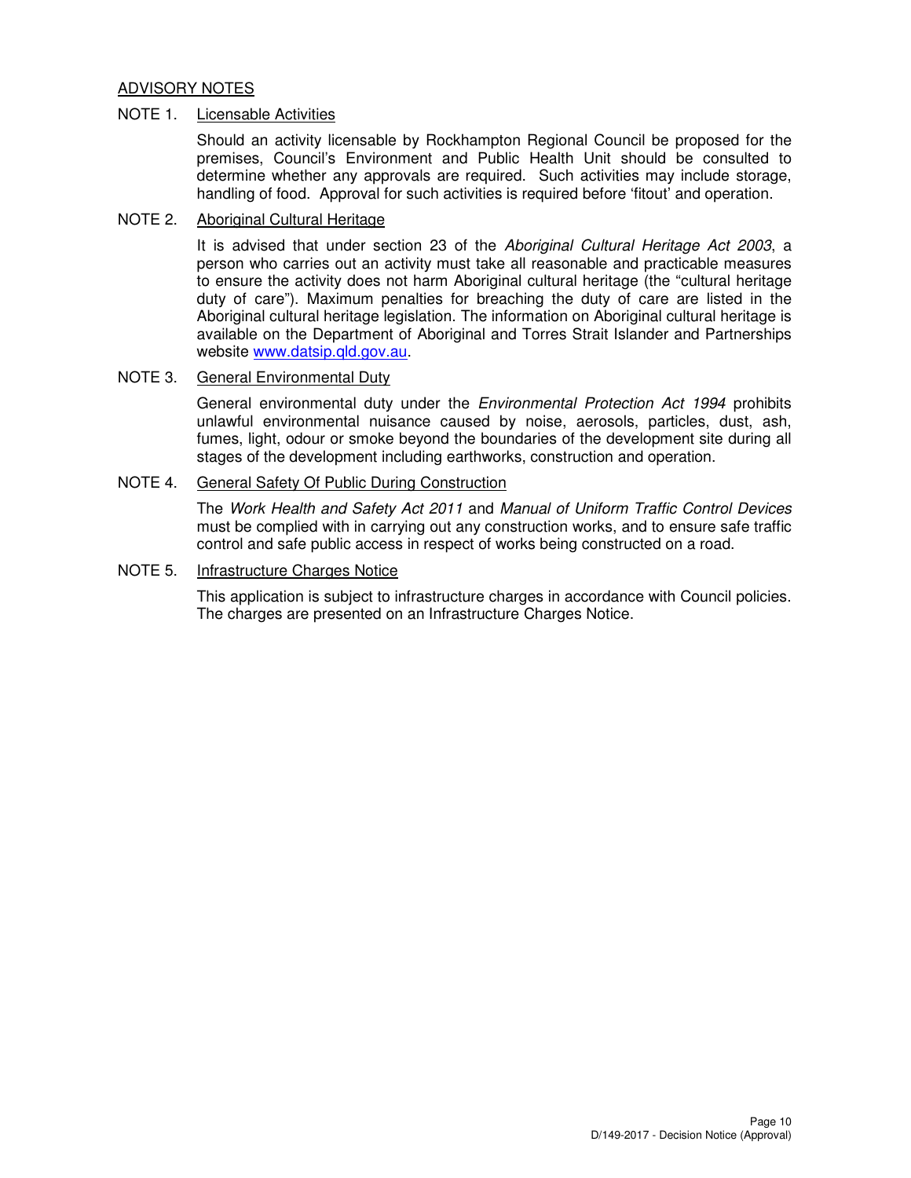## ADVISORY NOTES

### NOTE 1. Licensable Activities

Should an activity licensable by Rockhampton Regional Council be proposed for the premises, Council's Environment and Public Health Unit should be consulted to determine whether any approvals are required. Such activities may include storage, handling of food. Approval for such activities is required before 'fitout' and operation.

### NOTE 2. Aboriginal Cultural Heritage

It is advised that under section 23 of the *Aboriginal Cultural Heritage Act 2003*, a person who carries out an activity must take all reasonable and practicable measures to ensure the activity does not harm Aboriginal cultural heritage (the "cultural heritage duty of care"). Maximum penalties for breaching the duty of care are listed in the Aboriginal cultural heritage legislation. The information on Aboriginal cultural heritage is available on the Department of Aboriginal and Torres Strait Islander and Partnerships website [www.datsip.qld.gov.au](http://www.datsip.qld.gov.au).

### NOTE 3. General Environmental Duty

General environmental duty under the *Environmental Protection Act 1994* prohibits unlawful environmental nuisance caused by noise, aerosols, particles, dust, ash, fumes, light, odour or smoke beyond the boundaries of the development site during all stages of the development including earthworks, construction and operation.

### NOTE 4. General Safety Of Public During Construction

The *Work Health and Safety Act 2011* and *Manual of Uniform Traffic Control Devices* must be complied with in carrying out any construction works, and to ensure safe traffic control and safe public access in respect of works being constructed on a road.

### NOTE 5. Infrastructure Charges Notice

This application is subject to infrastructure charges in accordance with Council policies. The charges are presented on an Infrastructure Charges Notice.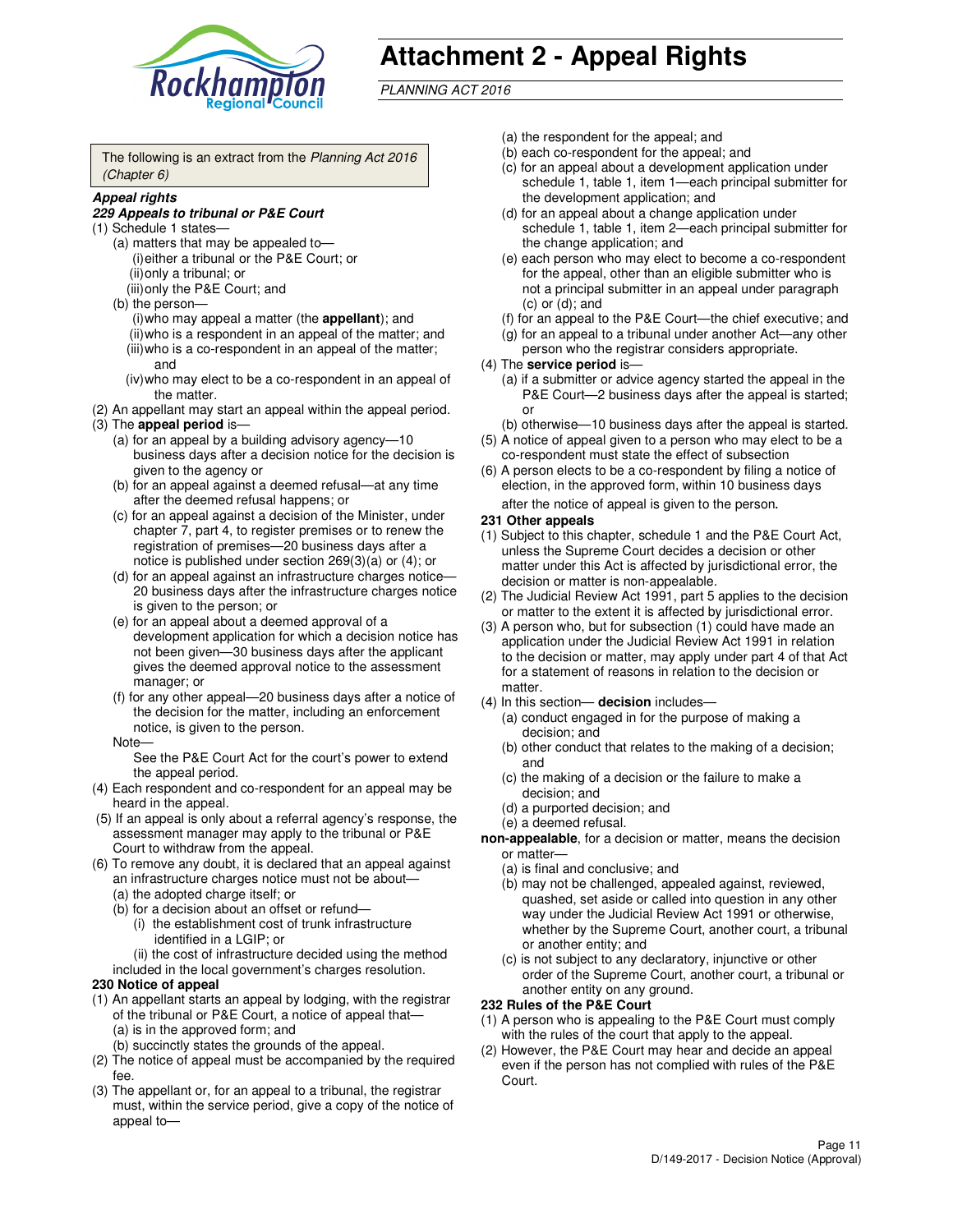# Attachment 2 - Appeal Rights

*PLANNING ACT 2016*

The following is an extract from the *Planning Act 2016 (Chapter 6)*

***Appeal rights***

***229 Appeals to tribunal or P&E Court***

(1) Schedule 1 states—
   - (a) matters that may be appealed to—
     - (i) either a tribunal or the P&E Court; or
     - (ii) only a tribunal; or
     - (iii) only the P&E Court; and
   - (b) the person—
     - (i) who may appeal a matter (the **appellant**); and
     - (ii) who is a respondent in an appeal of the matter; and
     - (iii) who is a co-respondent in an appeal of the matter; and
     - (iv) who may elect to be a co-respondent in an appeal of the matter.

(2) An appellant may start an appeal within the appeal period.

(3) The **appeal period** is—
   - (a) for an appeal by a building advisory agency—10 business days after a decision notice for the decision is given to the agency or
   - (b) for an appeal against a deemed refusal—at any time after the deemed refusal happens; or
   - (c) for an appeal against a decision of the Minister, under chapter 7, part 4, to register premises or to renew the registration of premises—20 business days after a notice is published under section 269(3)(a) or (4); or
   - (d) for an appeal against an infrastructure charges notice—20 business days after the infrastructure charges notice is given to the person; or
   - (e) for an appeal about a deemed approval of a development application for which a decision notice has not been given—30 business days after the applicant gives the deemed approval notice to the assessment manager; or
   - (f) for any other appeal—20 business days after a notice of the decision for the matter, including an enforcement notice, is given to the person.

   Note—

   See the P&E Court Act for the court's power to extend the appeal period.

(4) Each respondent and co-respondent for an appeal may be heard in the appeal.

(5) If an appeal is only about a referral agency's response, the assessment manager may apply to the tribunal or P&E Court to withdraw from the appeal.

(6) To remove any doubt, it is declared that an appeal against an infrastructure charges notice must not be about—
   - (a) the adopted charge itself; or
   - (b) for a decision about an offset or refund—
     - (i) the establishment cost of trunk infrastructure identified in a LGIP; or
     - (ii) the cost of infrastructure decided using the method included in the local government's charges resolution.

**230 Notice of appeal**

(1) An appellant starts an appeal by lodging, with the registrar of the tribunal or P&E Court, a notice of appeal that—
   - (a) is in the approved form; and
   - (b) succinctly states the grounds of the appeal.

(2) The notice of appeal must be accompanied by the required fee.

(3) The appellant or, for an appeal to a tribunal, the registrar must, within the service period, give a copy of the notice of appeal to—
   - (a) the respondent for the appeal; and
   - (b) each co-respondent for the appeal; and
   - (c) for an appeal about a development application under schedule 1, table 1, item 1—each principal submitter for the development application; and
   - (d) for an appeal about a change application under schedule 1, table 1, item 2—each principal submitter for the change application; and
   - (e) each person who may elect to become a co-respondent for the appeal, other than an eligible submitter who is not a principal submitter in an appeal under paragraph (c) or (d); and
   - (f) for an appeal to the P&E Court—the chief executive; and
   - (g) for an appeal to a tribunal under another Act—any other person who the registrar considers appropriate.

(4) The **service period** is—
   - (a) if a submitter or advice agency started the appeal in the P&E Court—2 business days after the appeal is started; or
   - (b) otherwise—10 business days after the appeal is started.

(5) A notice of appeal given to a person who may elect to be a co-respondent must state the effect of subsection

(6) A person elects to be a co-respondent by filing a notice of election, in the approved form, within 10 business days after the notice of appeal is given to the person.

**231 Other appeals**

(1) Subject to this chapter, schedule 1 and the P&E Court Act, unless the Supreme Court decides a decision or other matter under this Act is affected by jurisdictional error, the decision or matter is non-appealable.

(2) The Judicial Review Act 1991, part 5 applies to the decision or matter to the extent it is affected by jurisdictional error.

(3) A person who, but for subsection (1) could have made an application under the Judicial Review Act 1991 in relation to the decision or matter, may apply under part 4 of that Act for a statement of reasons in relation to the decision or matter.

(4) In this section— **decision** includes—
   - (a) conduct engaged in for the purpose of making a decision; and
   - (b) other conduct that relates to the making of a decision; and
   - (c) the making of a decision or the failure to make a decision; and
   - (d) a purported decision; and
   - (e) a deemed refusal.

**non-appealable**, for a decision or matter, means the decision or matter—
   - (a) is final and conclusive; and
   - (b) may not be challenged, appealed against, reviewed, quashed, set aside or called into question in any other way under the Judicial Review Act 1991 or otherwise, whether by the Supreme Court, another court, a tribunal or another entity; and
   - (c) is not subject to any declaratory, injunctive or other order of the Supreme Court, another court, a tribunal or another entity on any ground.

**232 Rules of the P&E Court**

(1) A person who is appealing to the P&E Court must comply with the rules of the court that apply to the appeal.

(2) However, the P&E Court may hear and decide an appeal even if the person has not complied with rules of the P&E Court.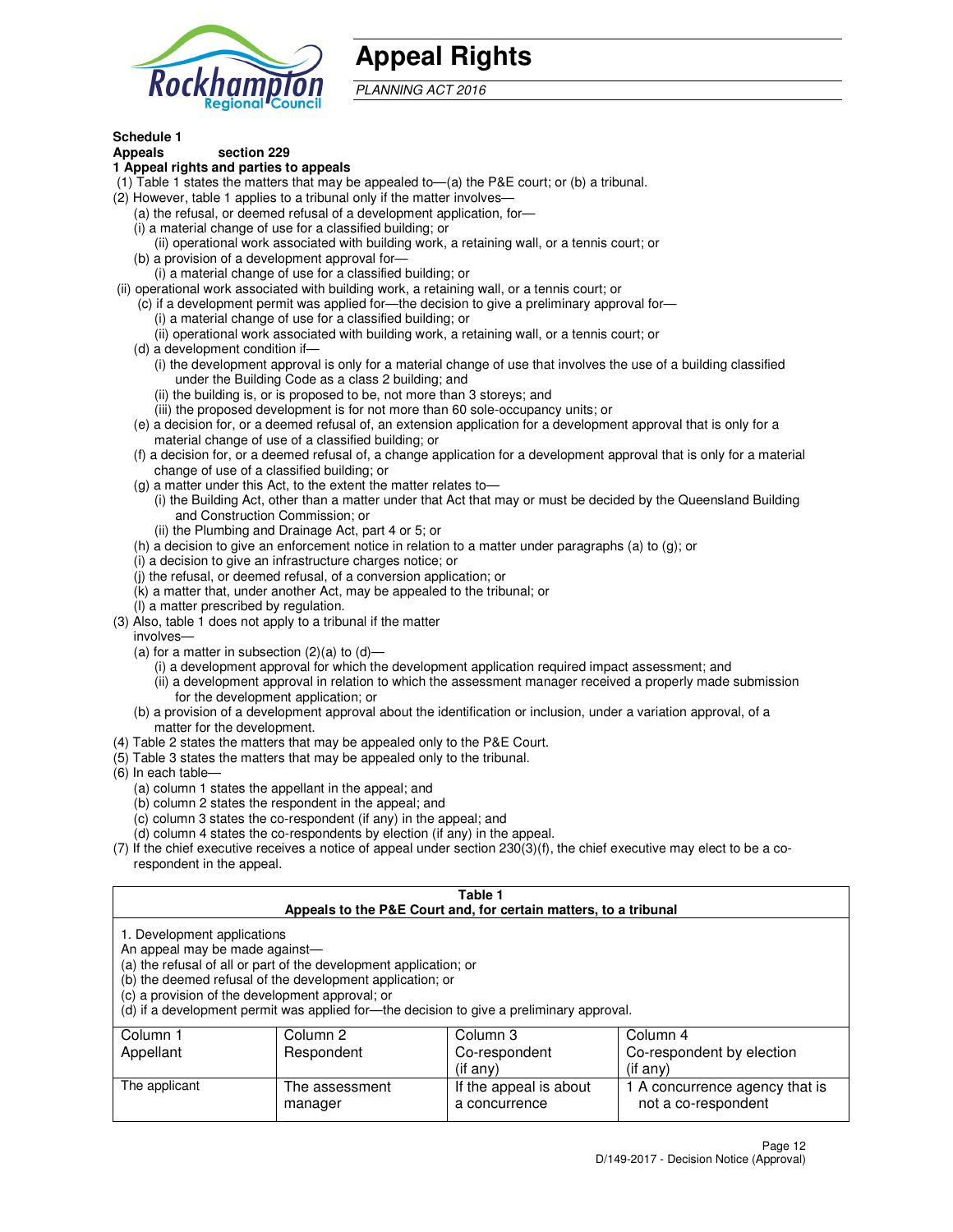# Appeal Rights

*PLANNING ACT 2016*

**Schedule 1**
**Appeals section 229**
**1 Appeal rights and parties to appeals**

(1) Table 1 states the matters that may be appealed to—(a) the P&E court; or (b) a tribunal.
(2) However, table 1 applies to a tribunal only if the matter involves—
  (a) the refusal, or deemed refusal of a development application, for—
  (i) a material change of use for a classified building; or
    (ii) operational work associated with building work, a retaining wall, or a tennis court; or
  (b) a provision of a development approval for—
    (i) a material change of use for a classified building; or
(ii) operational work associated with building work, a retaining wall, or a tennis court; or
  (c) if a development permit was applied for—the decision to give a preliminary approval for—
    (i) a material change of use for a classified building; or
    (ii) operational work associated with building work, a retaining wall, or a tennis court; or
  (d) a development condition if—
    (i) the development approval is only for a material change of use that involves the use of a building classified under the Building Code as a class 2 building; and
    (ii) the building is, or is proposed to be, not more than 3 storeys; and
    (iii) the proposed development is for not more than 60 sole-occupancy units; or
  (e) a decision for, or a deemed refusal of, an extension application for a development approval that is only for a material change of use of a classified building; or
  (f) a decision for, or a deemed refusal of, a change application for a development approval that is only for a material change of use of a classified building; or
  (g) a matter under this Act, to the extent the matter relates to—
    (i) the Building Act, other than a matter under that Act that may or must be decided by the Queensland Building and Construction Commission; or
    (ii) the Plumbing and Drainage Act, part 4 or 5; or
  (h) a decision to give an enforcement notice in relation to a matter under paragraphs (a) to (g); or
  (i) a decision to give an infrastructure charges notice; or
  (j) the refusal, or deemed refusal, of a conversion application; or
  (k) a matter that, under another Act, may be appealed to the tribunal; or
  (l) a matter prescribed by regulation.
(3) Also, table 1 does not apply to a tribunal if the matter involves—
  (a) for a matter in subsection (2)(a) to (d)—
    (i) a development approval for which the development application required impact assessment; and
    (ii) a development approval in relation to which the assessment manager received a properly made submission for the development application; or
  (b) a provision of a development approval about the identification or inclusion, under a variation approval, of a matter for the development.
(4) Table 2 states the matters that may be appealed only to the P&E Court.
(5) Table 3 states the matters that may be appealed only to the tribunal.
(6) In each table—
  (a) column 1 states the appellant in the appeal; and
  (b) column 2 states the respondent in the appeal; and
  (c) column 3 states the co-respondent (if any) in the appeal; and
  (d) column 4 states the co-respondents by election (if any) in the appeal.
(7) If the chief executive receives a notice of appeal under section 230(3)(f), the chief executive may elect to be a co-respondent in the appeal.

**Table 1**
**Appeals to the P&E Court and, for certain matters, to a tribunal**

1. Development applications
An appeal may be made against—
(a) the refusal of all or part of the development application; or
(b) the deemed refusal of the development application; or
(c) a provision of the development approval; or
(d) if a development permit was applied for—the decision to give a preliminary approval.

| Column 1<br>Appellant | Column 2<br>Respondent | Column 3<br>Co-respondent<br>(if any) | Column 4<br>Co-respondent by election<br>(if any) |
|---|---|---|---|
| The applicant | The assessment manager | If the appeal is about a concurrence | 1 A concurrence agency that is not a co-respondent |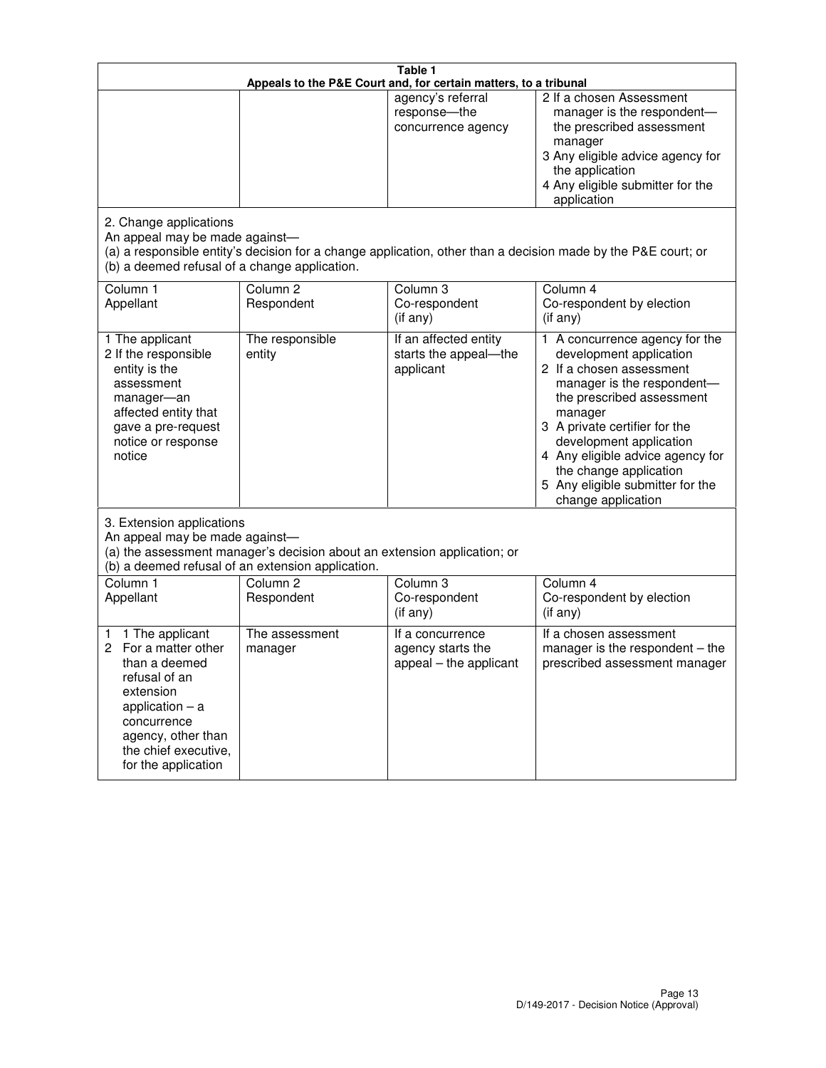**Table 1**
**Appeals to the P&E Court and, for certain matters, to a tribunal**

| | | | |
|---|---|---|---|
| | | agency's referral response—the concurrence agency | 2 If a chosen Assessment manager is the respondent—the prescribed assessment manager<br>3 Any eligible advice agency for the application<br>4 Any eligible submitter for the application |

2. Change applications
An appeal may be made against—
(a) a responsible entity's decision for a change application, other than a decision made by the P&E court; or
(b) a deemed refusal of a change application.

| Column 1<br>Appellant | Column 2<br>Respondent | Column 3<br>Co-respondent<br>(if any) | Column 4<br>Co-respondent by election<br>(if any) |
|---|---|---|---|
| 1 The applicant<br>2 If the responsible entity is the assessment manager—an affected entity that gave a pre-request notice or response notice | The responsible entity | If an affected entity starts the appeal—the applicant | 1 A concurrence agency for the development application<br>2 If a chosen assessment manager is the respondent—the prescribed assessment manager<br>3 A private certifier for the development application<br>4 Any eligible advice agency for the change application<br>5 Any eligible submitter for the change application |

3. Extension applications
An appeal may be made against—
(a) the assessment manager's decision about an extension application; or
(b) a deemed refusal of an extension application.

| Column 1<br>Appellant | Column 2<br>Respondent | Column 3<br>Co-respondent<br>(if any) | Column 4<br>Co-respondent by election<br>(if any) |
|---|---|---|---|
| 1 1 The applicant<br>2 For a matter other than a deemed refusal of an extension application – a concurrence agency, other than the chief executive, for the application | The assessment manager | If a concurrence agency starts the appeal – the applicant | If a chosen assessment manager is the respondent – the prescribed assessment manager |

D/149-2017 - Decision Notice (Approval)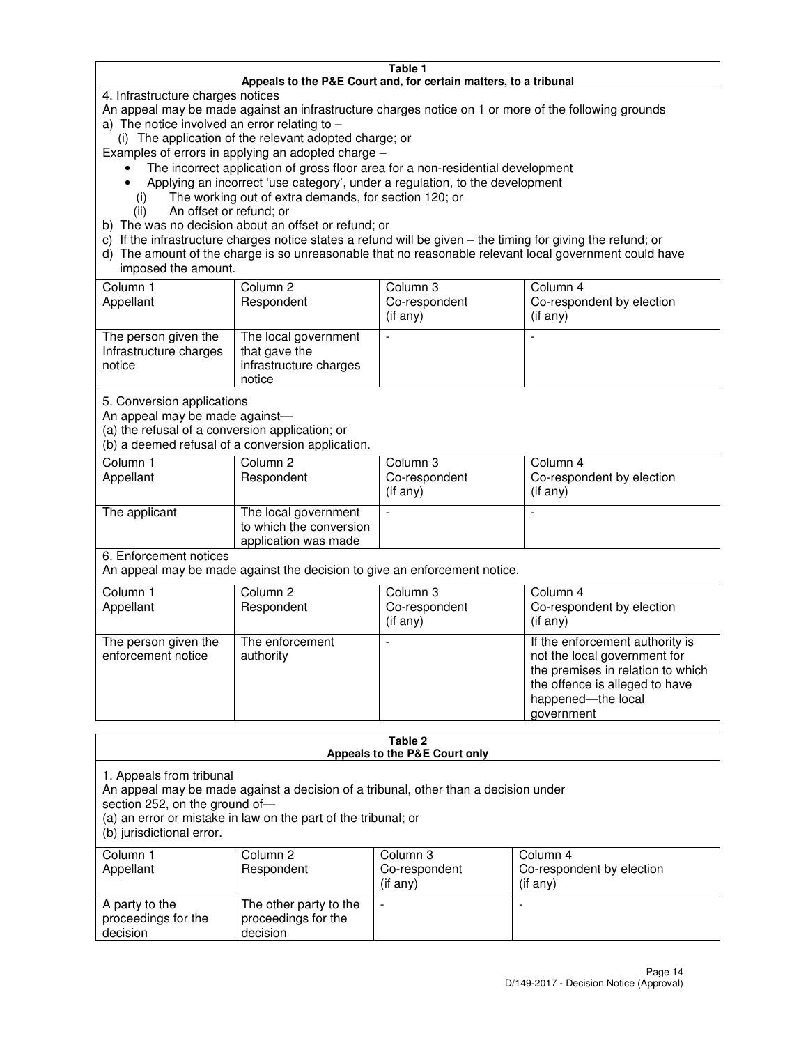**Table 1**
**Appeals to the P&E Court and, for certain matters, to a tribunal**

4. Infrastructure charges notices

An appeal may be made against an infrastructure charges notice on 1 or more of the following grounds

a) The notice involved an error relating to –
   (i) The application of the relevant adopted charge; or

Examples of errors in applying an adopted charge –

- The incorrect application of gross floor area for a non-residential development
- Applying an incorrect 'use category', under a regulation, to the development

   (i) The working out of extra demands, for section 120; or
   (ii) An offset or refund; or

b) The was no decision about an offset or refund; or

c) If the infrastructure charges notice states a refund will be given – the timing for giving the refund; or

d) The amount of the charge is so unreasonable that no reasonable relevant local government could have imposed the amount.

| Column 1 Appellant | Column 2 Respondent | Column 3 Co-respondent (if any) | Column 4 Co-respondent by election (if any) |
|---|---|---|---|
| The person given the Infrastructure charges notice | The local government that gave the infrastructure charges notice | - | - |

5. Conversion applications

An appeal may be made against—
(a) the refusal of a conversion application; or
(b) a deemed refusal of a conversion application.

| Column 1 Appellant | Column 2 Respondent | Column 3 Co-respondent (if any) | Column 4 Co-respondent by election (if any) |
|---|---|---|---|
| The applicant | The local government to which the conversion application was made | - | - |

6. Enforcement notices

An appeal may be made against the decision to give an enforcement notice.

| Column 1 Appellant | Column 2 Respondent | Column 3 Co-respondent (if any) | Column 4 Co-respondent by election (if any) |
|---|---|---|---|
| The person given the enforcement notice | The enforcement authority | - | If the enforcement authority is not the local government for the premises in relation to which the offence is alleged to have happened—the local government |

**Table 2**
**Appeals to the P&E Court only**

1. Appeals from tribunal

An appeal may be made against a decision of a tribunal, other than a decision under section 252, on the ground of—
(a) an error or mistake in law on the part of the tribunal; or
(b) jurisdictional error.

| Column 1 Appellant | Column 2 Respondent | Column 3 Co-respondent (if any) | Column 4 Co-respondent by election (if any) |
|---|---|---|---|
| A party to the proceedings for the decision | The other party to the proceedings for the decision | - | - |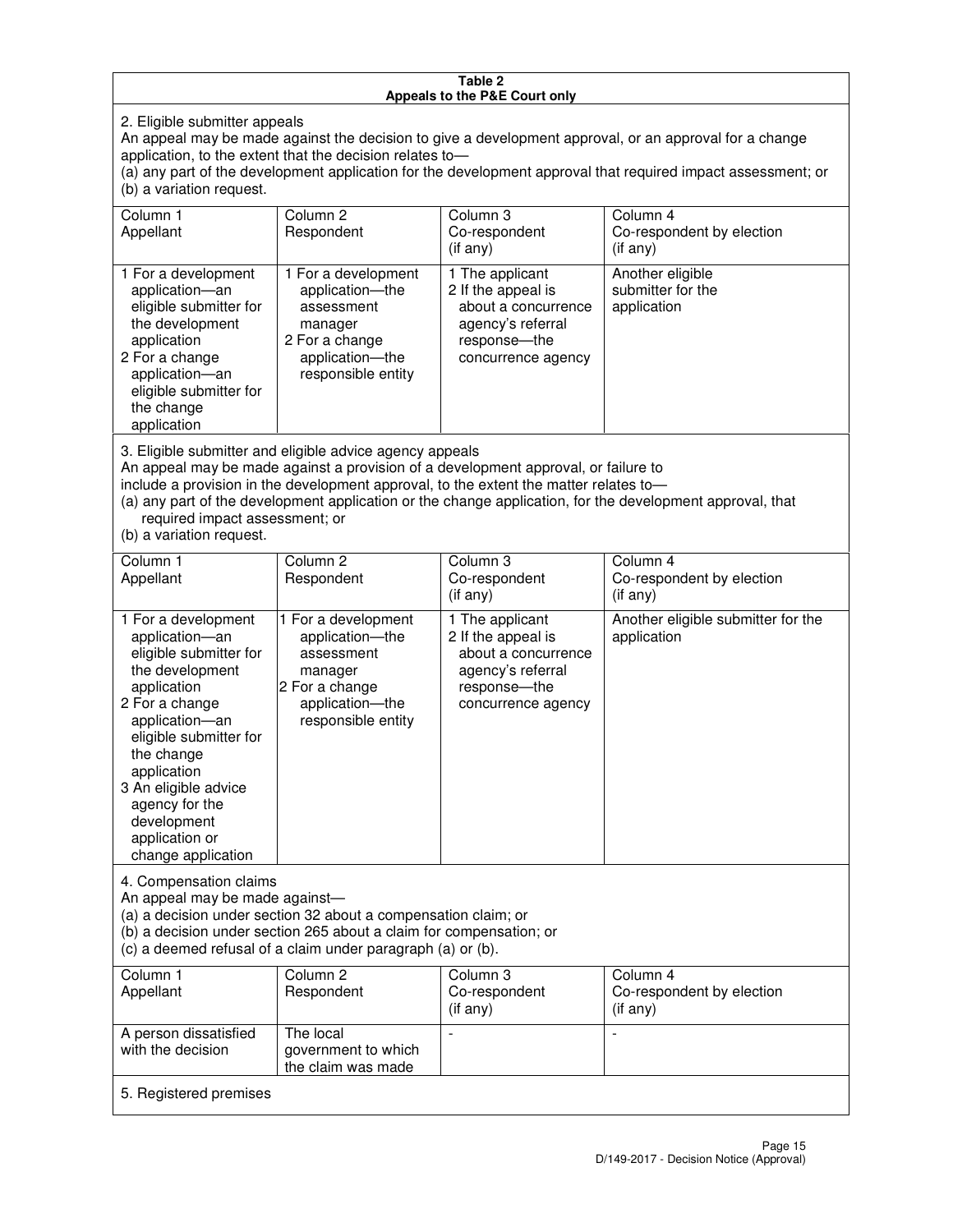**Table 2**
**Appeals to the P&E Court only**

2. Eligible submitter appeals

An appeal may be made against the decision to give a development approval, or an approval for a change application, to the extent that the decision relates to—

(a) any part of the development application for the development approval that required impact assessment; or

(b) a variation request.

| Column 1<br>Appellant | Column 2<br>Respondent | Column 3<br>Co-respondent<br>(if any) | Column 4<br>Co-respondent by election<br>(if any) |
|---|---|---|---|
| 1 For a development application—an eligible submitter for the development application<br>2 For a change application—an eligible submitter for the change application | 1 For a development application—the assessment manager<br>2 For a change application—the responsible entity | 1 The applicant<br>2 If the appeal is about a concurrence agency's referral response—the concurrence agency | Another eligible submitter for the application |

3. Eligible submitter and eligible advice agency appeals

An appeal may be made against a provision of a development approval, or failure to include a provision in the development approval, to the extent the matter relates to—

(a) any part of the development application or the change application, for the development approval, that required impact assessment; or

(b) a variation request.

| Column 1<br>Appellant | Column 2<br>Respondent | Column 3<br>Co-respondent<br>(if any) | Column 4<br>Co-respondent by election<br>(if any) |
|---|---|---|---|
| 1 For a development application—an eligible submitter for the development application<br>2 For a change application—an eligible submitter for the change application<br>3 An eligible advice agency for the development application or change application | 1 For a development application—the assessment manager<br>2 For a change application—the responsible entity | 1 The applicant<br>2 If the appeal is about a concurrence agency's referral response—the concurrence agency | Another eligible submitter for the application |

4. Compensation claims

An appeal may be made against—

(a) a decision under section 32 about a compensation claim; or

(b) a decision under section 265 about a claim for compensation; or

(c) a deemed refusal of a claim under paragraph (a) or (b).

| Column 1<br>Appellant | Column 2<br>Respondent | Column 3<br>Co-respondent<br>(if any) | Column 4<br>Co-respondent by election<br>(if any) |
|---|---|---|---|
| A person dissatisfied with the decision | The local government to which the claim was made | - | - |

5. Registered premises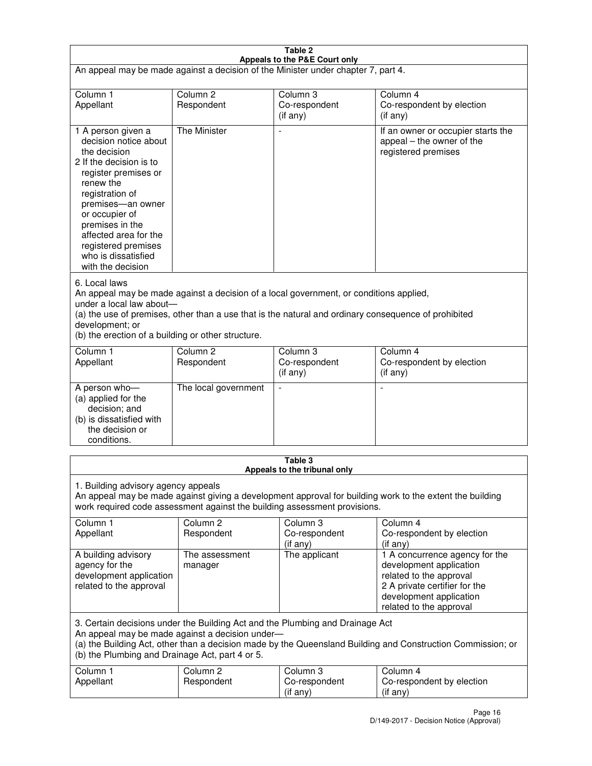**Table 2**
**Appeals to the P&E Court only**

An appeal may be made against a decision of the Minister under chapter 7, part 4.

| Column 1 Appellant | Column 2 Respondent | Column 3 Co-respondent (if any) | Column 4 Co-respondent by election (if any) |
|---|---|---|---|
| 1 A person given a decision notice about the decision<br>2 If the decision is to register premises or renew the registration of premises—an owner or occupier of premises in the affected area for the registered premises who is dissatisfied with the decision | The Minister | - | If an owner or occupier starts the appeal – the owner of the registered premises |

6. Local laws

An appeal may be made against a decision of a local government, or conditions applied, under a local law about—

(a) the use of premises, other than a use that is the natural and ordinary consequence of prohibited development; or

(b) the erection of a building or other structure.

| Column 1 Appellant | Column 2 Respondent | Column 3 Co-respondent (if any) | Column 4 Co-respondent by election (if any) |
|---|---|---|---|
| A person who—<br>(a) applied for the decision; and<br>(b) is dissatisfied with the decision or conditions. | The local government | - | - |

**Table 3**
**Appeals to the tribunal only**

1. Building advisory agency appeals

An appeal may be made against giving a development approval for building work to the extent the building work required code assessment against the building assessment provisions.

| Column 1 Appellant | Column 2 Respondent | Column 3 Co-respondent (if any) | Column 4 Co-respondent by election (if any) |
|---|---|---|---|
| A building advisory agency for the development application related to the approval | The assessment manager | The applicant | 1 A concurrence agency for the development application related to the approval<br>2 A private certifier for the development application related to the approval |

3. Certain decisions under the Building Act and the Plumbing and Drainage Act

An appeal may be made against a decision under—

(a) the Building Act, other than a decision made by the Queensland Building and Construction Commission; or

(b) the Plumbing and Drainage Act, part 4 or 5.

| Column 1 Appellant | Column 2 Respondent | Column 3 Co-respondent (if any) | Column 4 Co-respondent by election (if any) |
|---|---|---|---|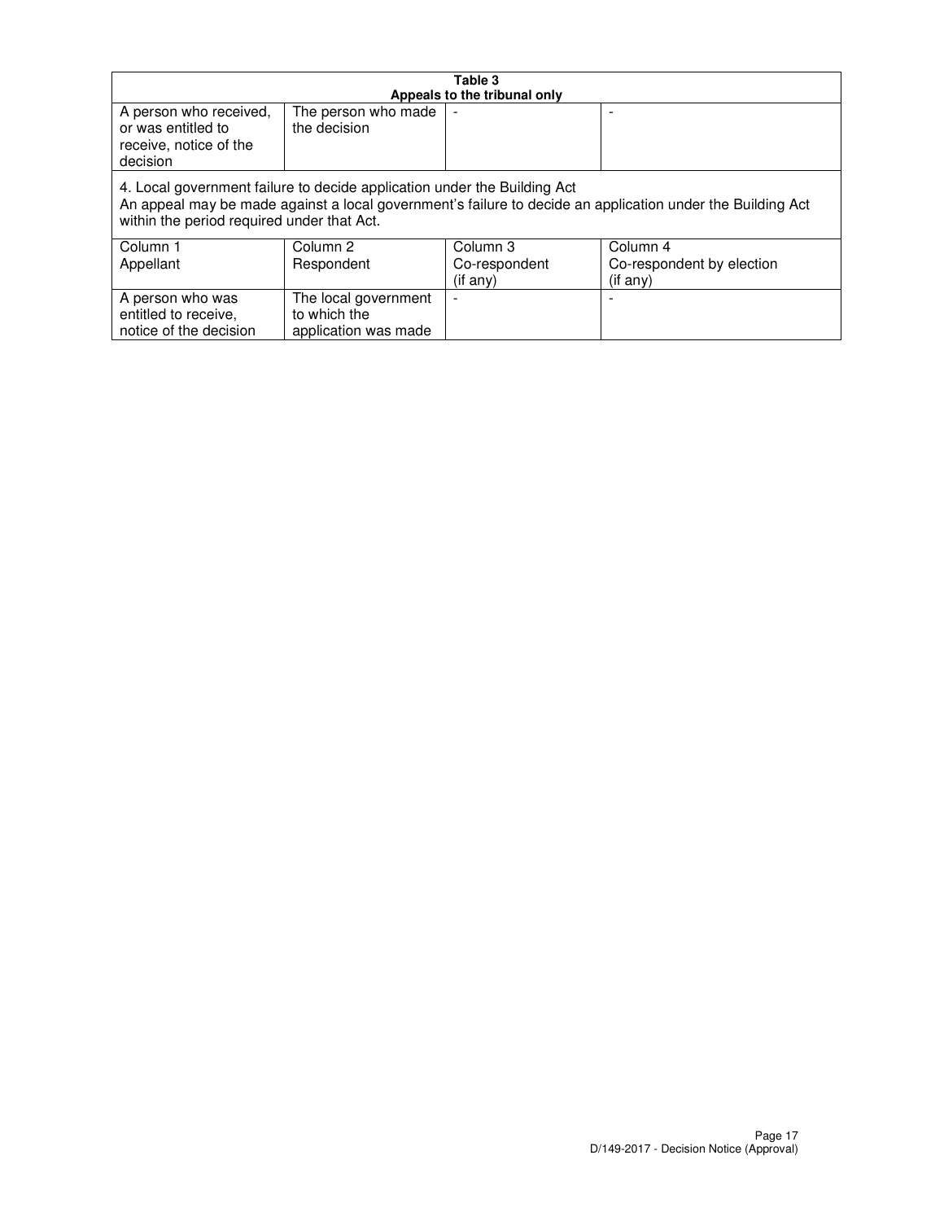| Table 3<br>Appeals to the tribunal only | | | |
|---|---|---|---|
| A person who received, or was entitled to receive, notice of the decision | The person who made the decision | - | - |

4. Local government failure to decide application under the Building Act
An appeal may be made against a local government's failure to decide an application under the Building Act within the period required under that Act.

| Column 1<br>Appellant | Column 2<br>Respondent | Column 3<br>Co-respondent<br>(if any) | Column 4<br>Co-respondent by election<br>(if any) |
|---|---|---|---|
| A person who was entitled to receive, notice of the decision | The local government to which the application was made | - | - |